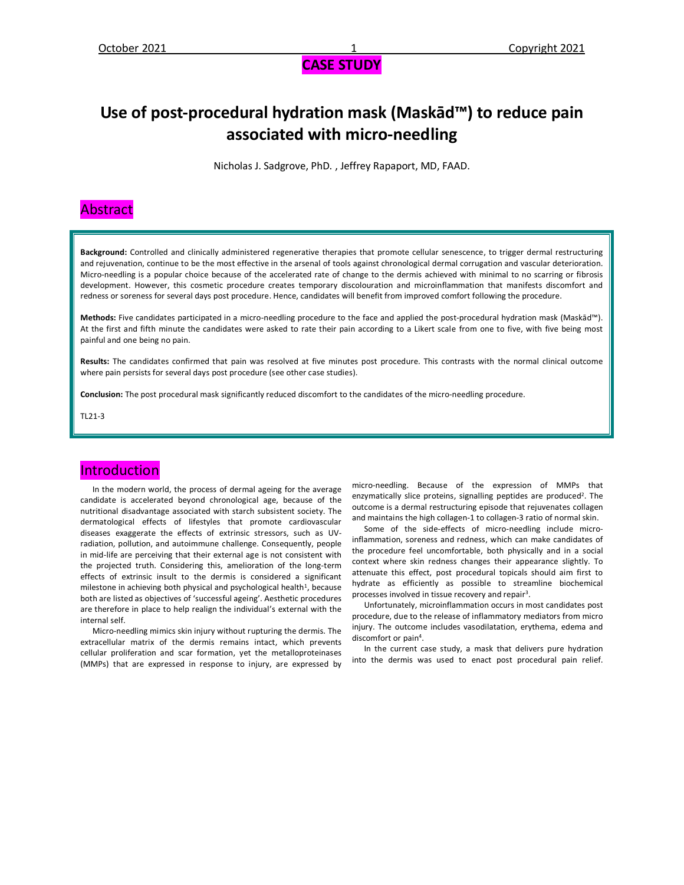CASE STUDY

# Use of post-procedural hydration mask (Maskād™) to reduce pain associated with micro-needling

Nicholas J. Sadgrove, PhD. , Jeffrey Rapaport, MD, FAAD.

## Abstract

**Background:** Controlled and clinically administered regenerative therapies that promote cellular senescence, to trigger dermal restructuring and rejuvenation, continue to be the most effective in the arsenal of tools against chronological dermal corrugation and vascular deterioration. Micro-needling is a popular choice because of the accelerated rate of change to the dermis achieved with minimal to no scarring or fibrosis development. However, this cosmetic procedure creates temporary discolouration and microinflammation that manifests discomfort and redness or soreness for several days post procedure. Hence, candidates will benefit from improved comfort following the procedure.

**Methods:** Five candidates participated in a micro-needling procedure to the face and applied the post-procedural hydration mask (Maskād™). At the first and fifth minute the candidates were asked to rate their pain according to a Likert scale from one to five, with five being most painful and one being no pain.

**Results:** The candidates confirmed that pain was resolved at five minutes post procedure. This contrasts with the normal clinical outcome where pain persists for several days post procedure (see other case studies).

**Conclusion:** The post procedural mask significantly reduced discomfort to the candidates of the micro-needling procedure.

TL21-3

## Introduction

In the modern world, the process of dermal ageing for the average candidate is accelerated beyond chronological age, because of the nutritional disadvantage associated with starch subsistent society. The dermatological effects of lifestyles that promote cardiovascular diseases exaggerate the effects of extrinsic stressors, such as UV-radiation, pollution, and autoimmune challenge. Consequently, people in mid-life are perceiving that their external age is not consistent with the projected truth. Considering this, amelioration of the long-term effects of extrinsic insult to the dermis is considered a significant milestone in achieving both physical and psychological health[1], because both are listed as objectives of 'successful ageing'. Aesthetic procedures are therefore in place to help realign the individual's external with the internal self.

Micro-needling mimics skin injury without rupturing the dermis. The extracellular matrix of the dermis remains intact, which prevents cellular proliferation and scar formation, yet the metalloproteinases (MMPs) that are expressed in response to injury, are expressed by micro-needling. Because of the expression of MMPs that enzymatically slice proteins, signalling peptides are produced[2]. The outcome is a dermal restructuring episode that rejuvenates collagen and maintains the high collagen-1 to collagen-3 ratio of normal skin.

Some of the side-effects of micro-needling include micro-inflammation, soreness and redness, which can make candidates of the procedure feel uncomfortable, both physically and in a social context where skin redness changes their appearance slightly. To attenuate this effect, post procedural topicals should aim first to hydrate as efficiently as possible to streamline biochemical processes involved in tissue recovery and repair[3].

Unfortunately, microinflammation occurs in most candidates post procedure, due to the release of inflammatory mediators from micro injury. The outcome includes vasodilatation, erythema, edema and discomfort or pain[4].

In the current case study, a mask that delivers pure hydration into the dermis was used to enact post procedural pain relief.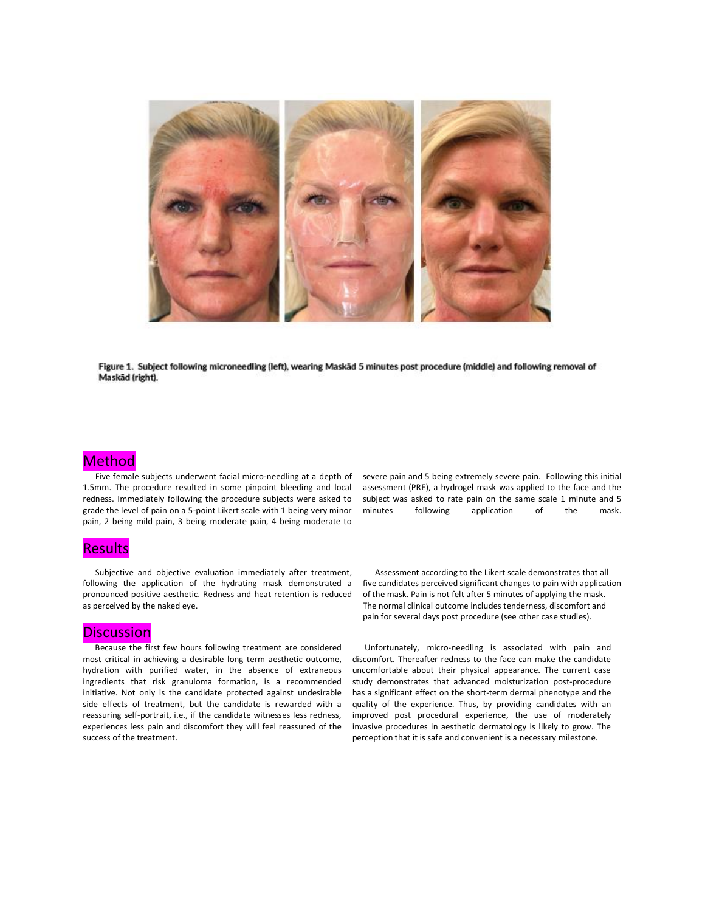**Figure 1. Subject following microneedling (left), wearing Maskād 5 minutes post procedure (middle) and following removal of Maskād (right).**

## Method

Five female subjects underwent facial micro-needling at a depth of 1.5mm. The procedure resulted in some pinpoint bleeding and local redness. Immediately following the procedure subjects were asked to grade the level of pain on a 5-point Likert scale with 1 being very minor pain, 2 being mild pain, 3 being moderate pain, 4 being moderate to severe pain and 5 being extremely severe pain. Following this initial assessment (PRE), a hydrogel mask was applied to the face and the subject was asked to rate pain on the same scale 1 minute and 5 minutes following application of the mask.

## Results

Subjective and objective evaluation immediately after treatment, following the application of the hydrating mask demonstrated a pronounced positive aesthetic. Redness and heat retention is reduced as perceived by the naked eye.

Assessment according to the Likert scale demonstrates that all five candidates perceived significant changes to pain with application of the mask. Pain is not felt after 5 minutes of applying the mask. The normal clinical outcome includes tenderness, discomfort and pain for several days post procedure (see other case studies).

## Discussion

Because the first few hours following treatment are considered most critical in achieving a desirable long term aesthetic outcome, hydration with purified water, in the absence of extraneous ingredients that risk granuloma formation, is a recommended initiative. Not only is the candidate protected against undesirable side effects of treatment, but the candidate is rewarded with a reassuring self-portrait, i.e., if the candidate witnesses less redness, experiences less pain and discomfort they will feel reassured of the success of the treatment.

Unfortunately, micro-needling is associated with pain and discomfort. Thereafter redness to the face can make the candidate uncomfortable about their physical appearance. The current case study demonstrates that advanced moisturization post-procedure has a significant effect on the short-term dermal phenotype and the quality of the experience. Thus, by providing candidates with an improved post procedural experience, the use of moderately invasive procedures in aesthetic dermatology is likely to grow. The perception that it is safe and convenient is a necessary milestone.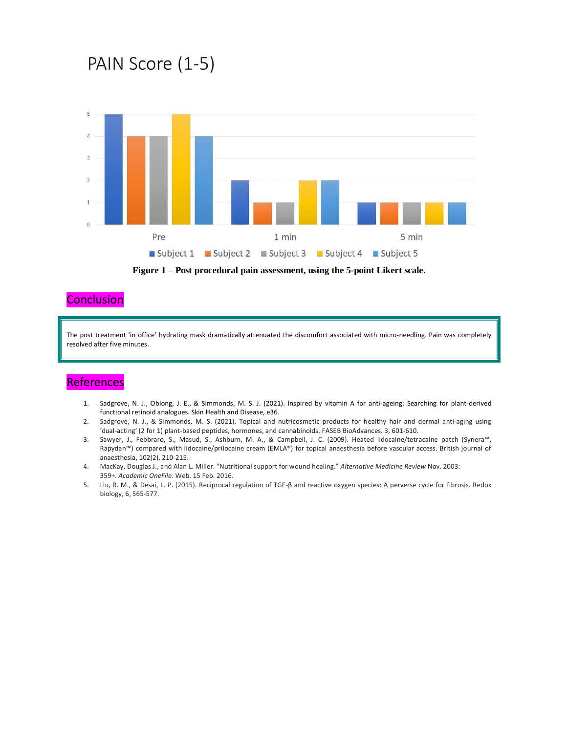PAIN Score (1-5)

5
4
3
2
1
0

Pre
1 min
5 min

Subject 1 Subject 2 Subject 3 Subject 4 Subject 5

**Figure 1 – Post procedural pain assessment, using the 5-point Likert scale.**

## Conclusion

The post treatment 'in office' hydrating mask dramatically attenuated the discomfort associated with micro-needling. Pain was completely resolved after five minutes.

## References

1. Sadgrove, N. J., Oblong, J. E., & Simmonds, M. S. J. (2021). Inspired by vitamin A for anti-ageing: Searching for plant-derived functional retinoid analogues. Skin Health and Disease, e36.
2. Sadgrove, N. J., & Simmonds, M. S. (2021). Topical and nutricosmetic products for healthy hair and dermal anti-aging using 'dual-acting' (2 for 1) plant-based peptides, hormones, and cannabinoids. FASEB BioAdvances. 3, 601-610.
3. Sawyer, J., Febbraro, S., Masud, S., Ashburn, M. A., & Campbell, J. C. (2009). Heated lidocaine/tetracaine patch (Synera™, Rapydan™) compared with lidocaine/prilocaine cream (EMLA®) for topical anaesthesia before vascular access. British journal of anaesthesia, 102(2), 210-215.
4. MacKay, Douglas J., and Alan L. Miller. "Nutritional support for wound healing." *Alternative Medicine Review* Nov. 2003: 359+. *Academic OneFile*. Web. 15 Feb. 2016.
5. Liu, R. M., & Desai, L. P. (2015). Reciprocal regulation of TGF-β and reactive oxygen species: A perverse cycle for fibrosis. Redox biology, 6, 565-577.